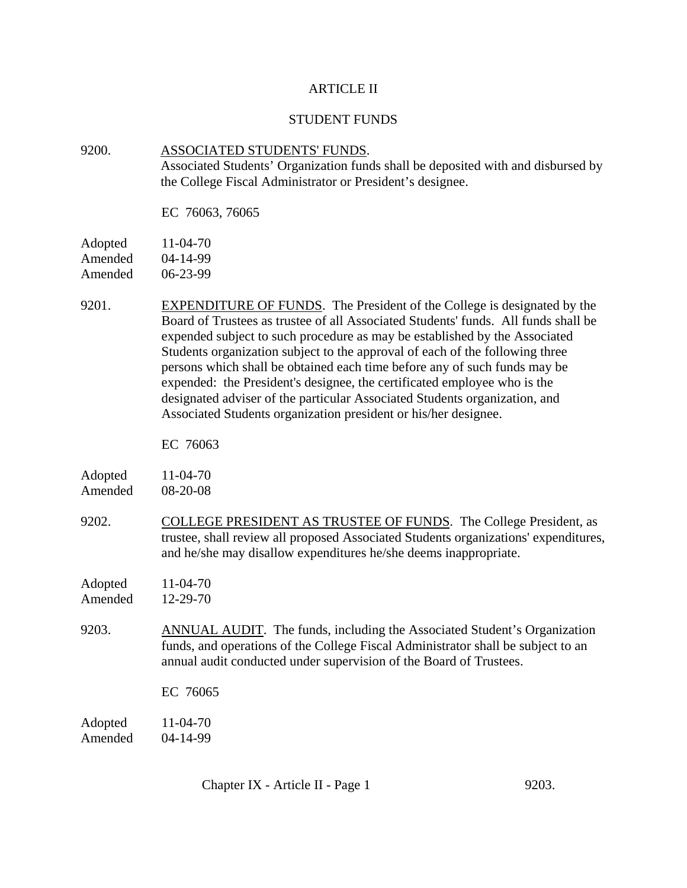# ARTICLE II

## STUDENT FUNDS

9200. ASSOCIATED STUDENTS' FUNDS.
Associated Students' Organization funds shall be deposited with and disbursed by the College Fiscal Administrator or President's designee.

EC 76063, 76065

Adopted 11-04-70
Amended 04-14-99
Amended 06-23-99

9201. EXPENDITURE OF FUNDS. The President of the College is designated by the Board of Trustees as trustee of all Associated Students' funds. All funds shall be expended subject to such procedure as may be established by the Associated Students organization subject to the approval of each of the following three persons which shall be obtained each time before any of such funds may be expended: the President's designee, the certificated employee who is the designated adviser of the particular Associated Students organization, and Associated Students organization president or his/her designee.

EC 76063

Adopted 11-04-70
Amended 08-20-08

9202. COLLEGE PRESIDENT AS TRUSTEE OF FUNDS. The College President, as trustee, shall review all proposed Associated Students organizations' expenditures, and he/she may disallow expenditures he/she deems inappropriate.

Adopted 11-04-70
Amended 12-29-70

9203. ANNUAL AUDIT. The funds, including the Associated Student's Organization funds, and operations of the College Fiscal Administrator shall be subject to an annual audit conducted under supervision of the Board of Trustees.

EC 76065

Adopted 11-04-70
Amended 04-14-99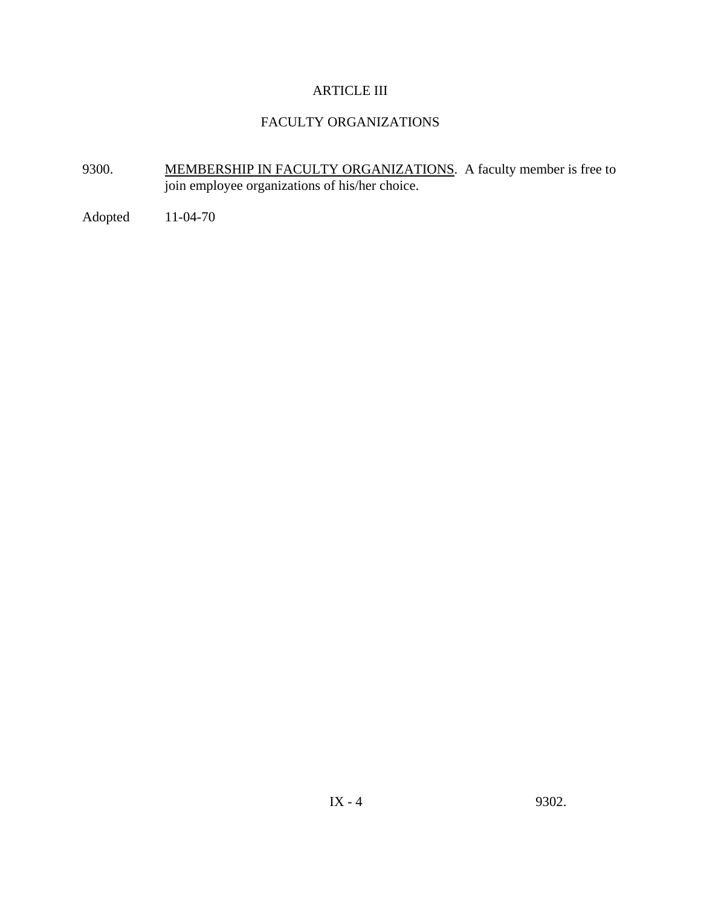# ARTICLE III

## FACULTY ORGANIZATIONS

9300. MEMBERSHIP IN FACULTY ORGANIZATIONS. A faculty member is free to join employee organizations of his/her choice.

Adopted 11-04-70